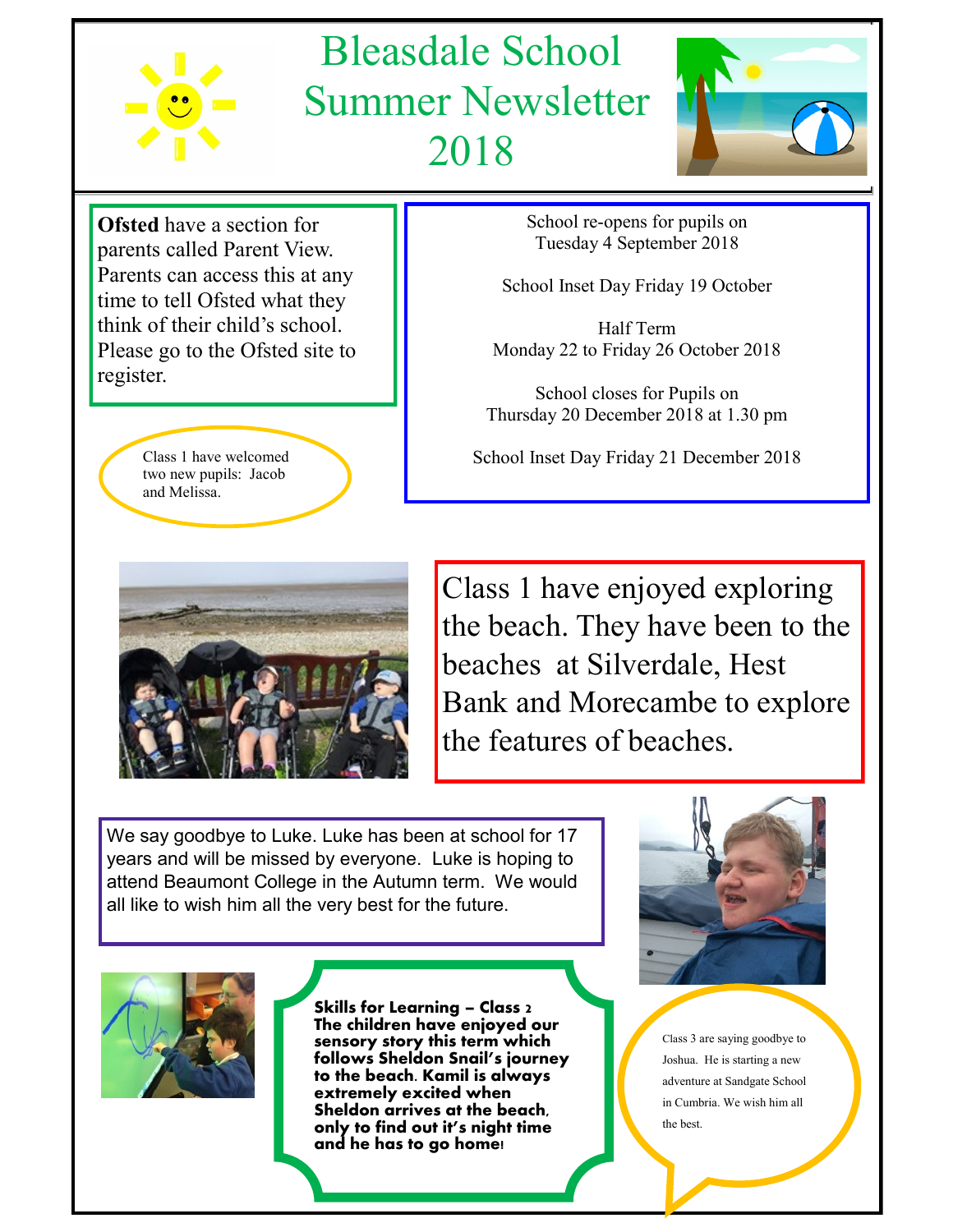# Bleasdale School Summer Newsletter 2018

**Ofsted** have a section for parents called Parent View. Parents can access this at any time to tell Ofsted what they think of their child's school. Please go to the Ofsted site to register.

School re-opens for pupils on
Tuesday 4 September 2018

School Inset Day Friday 19 October

Half Term
Monday 22 to Friday 26 October 2018

School closes for Pupils on
Thursday 20 December 2018 at 1.30 pm

School Inset Day Friday 21 December 2018

Class 1 have welcomed two new pupils: Jacob and Melissa.

Class 1 have enjoyed exploring the beach. They have been to the beaches at Silverdale, Hest Bank and Morecambe to explore the features of beaches.

We say goodbye to Luke. Luke has been at school for 17 years and will be missed by everyone. Luke is hoping to attend Beaumont College in the Autumn term. We would all like to wish him all the very best for the future.

**Skills for Learning – Class 2**
**The children have enjoyed our sensory story this term which follows Sheldon Snail's journey to the beach. Kamil is always extremely excited when Sheldon arrives at the beach, only to find out it's night time and he has to go home!**

Class 3 are saying goodbye to Joshua. He is starting a new adventure at Sandgate School in Cumbria. We wish him all the best.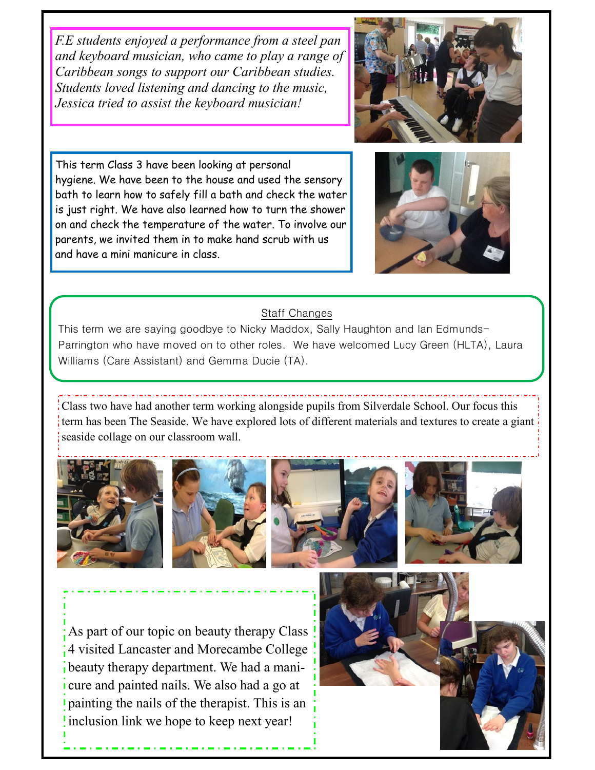*F.E students enjoyed a performance from a steel pan and keyboard musician, who came to play a range of Caribbean songs to support our Caribbean studies. Students loved listening and dancing to the music, Jessica tried to assist the keyboard musician!*

This term Class 3 have been looking at personal hygiene. We have been to the house and used the sensory bath to learn how to safely fill a bath and check the water is just right. We have also learned how to turn the shower on and check the temperature of the water. To involve our parents, we invited them in to make hand scrub with us and have a mini manicure in class.

## Staff Changes

This term we are saying goodbye to Nicky Maddox, Sally Haughton and Ian Edmunds-Parrington who have moved on to other roles. We have welcomed Lucy Green (HLTA), Laura Williams (Care Assistant) and Gemma Ducie (TA).

Class two have had another term working alongside pupils from Silverdale School. Our focus this term has been The Seaside. We have explored lots of different materials and textures to create a giant seaside collage on our classroom wall.

As part of our topic on beauty therapy Class 4 visited Lancaster and Morecambe College beauty therapy department. We had a manicure and painted nails. We also had a go at painting the nails of the therapist. This is an inclusion link we hope to keep next year!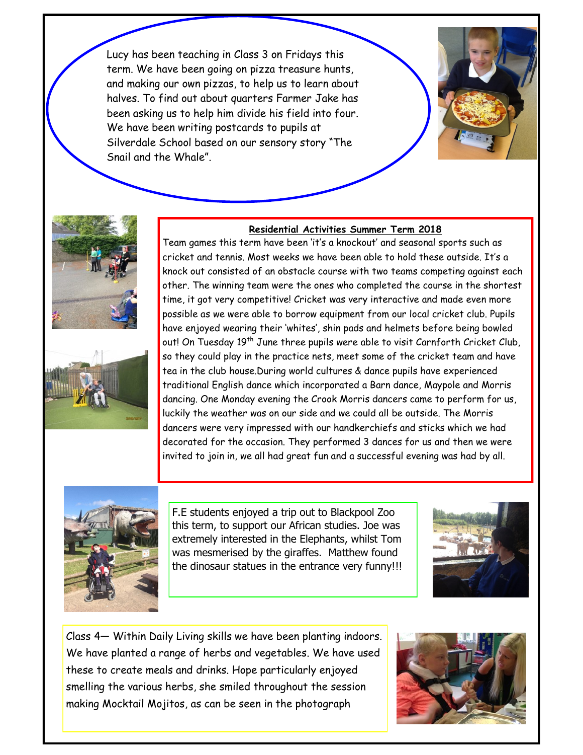Lucy has been teaching in Class 3 on Fridays this term. We have been going on pizza treasure hunts, and making our own pizzas, to help us to learn about halves. To find out about quarters Farmer Jake has been asking us to help him divide his field into four. We have been writing postcards to pupils at Silverdale School based on our sensory story "The Snail and the Whale".

**Residential Activities Summer Term 2018**

Team games this term have been 'it's a knockout' and seasonal sports such as cricket and tennis. Most weeks we have been able to hold these outside. It's a knock out consisted of an obstacle course with two teams competing against each other. The winning team were the ones who completed the course in the shortest time, it got very competitive! Cricket was very interactive and made even more possible as we were able to borrow equipment from our local cricket club. Pupils have enjoyed wearing their 'whites', shin pads and helmets before being bowled out! On Tuesday 19th June three pupils were able to visit Carnforth Cricket Club, so they could play in the practice nets, meet some of the cricket team and have tea in the club house.During world cultures & dance pupils have experienced traditional English dance which incorporated a Barn dance, Maypole and Morris dancing. One Monday evening the Crook Morris dancers came to perform for us, luckily the weather was on our side and we could all be outside. The Morris dancers were very impressed with our handkerchiefs and sticks which we had decorated for the occasion. They performed 3 dances for us and then we were invited to join in, we all had great fun and a successful evening was had by all.

F.E students enjoyed a trip out to Blackpool Zoo this term, to support our African studies. Joe was extremely interested in the Elephants, whilst Tom was mesmerised by the giraffes. Matthew found the dinosaur statues in the entrance very funny!!!

Class 4— Within Daily Living skills we have been planting indoors. We have planted a range of herbs and vegetables. We have used these to create meals and drinks. Hope particularly enjoyed smelling the various herbs, she smiled throughout the session making Mocktail Mojitos, as can be seen in the photograph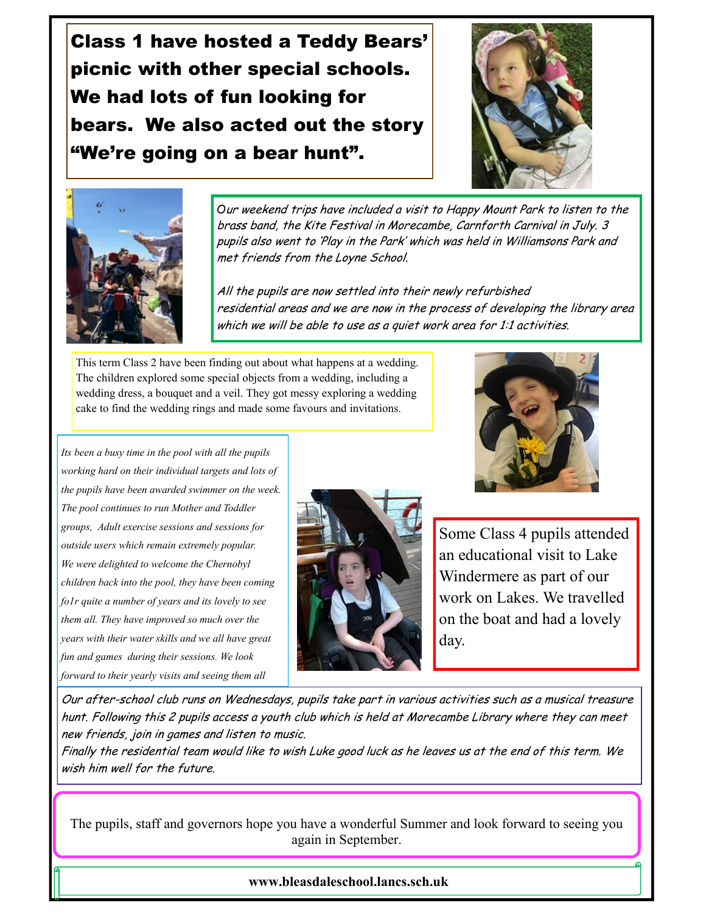**Class 1 have hosted a Teddy Bears' picnic with other special schools. We had lots of fun looking for bears. We also acted out the story "We're going on a bear hunt".**

*Our weekend trips have included a visit to Happy Mount Park to listen to the brass band, the Kite Festival in Morecambe, Carnforth Carnival in July. 3 pupils also went to 'Play in the Park' which was held in Williamsons Park and met friends from the Loyne School.*

*All the pupils are now settled into their newly refurbished residential areas and we are now in the process of developing the library area which we will be able to use as a quiet work area for 1:1 activities.*

This term Class 2 have been finding out about what happens at a wedding. The children explored some special objects from a wedding, including a wedding dress, a bouquet and a veil. They got messy exploring a wedding cake to find the wedding rings and made some favours and invitations.

*Its been a busy time in the pool with all the pupils working hard on their individual targets and lots of the pupils have been awarded swimmer on the week. The pool continues to run Mother and Toddler groups, Adult exercise sessions and sessions for outside users which remain extremely popular. We were delighted to welcome the Chernobyl children back into the pool, they have been coming fo1r quite a number of years and its lovely to see them all. They have improved so much over the years with their water skills and we all have great fun and games during their sessions. We look forward to their yearly visits and seeing them all*

Some Class 4 pupils attended an educational visit to Lake Windermere as part of our work on Lakes. We travelled on the boat and had a lovely day.

*Our after-school club runs on Wednesdays, pupils take part in various activities such as a musical treasure hunt. Following this 2 pupils access a youth club which is held at Morecambe Library where they can meet new friends, join in games and listen to music.*
*Finally the residential team would like to wish Luke good luck as he leaves us at the end of this term. We wish him well for the future.*

The pupils, staff and governors hope you have a wonderful Summer and look forward to seeing you again in September.

**www.bleasdaleschool.lancs.sch.uk**